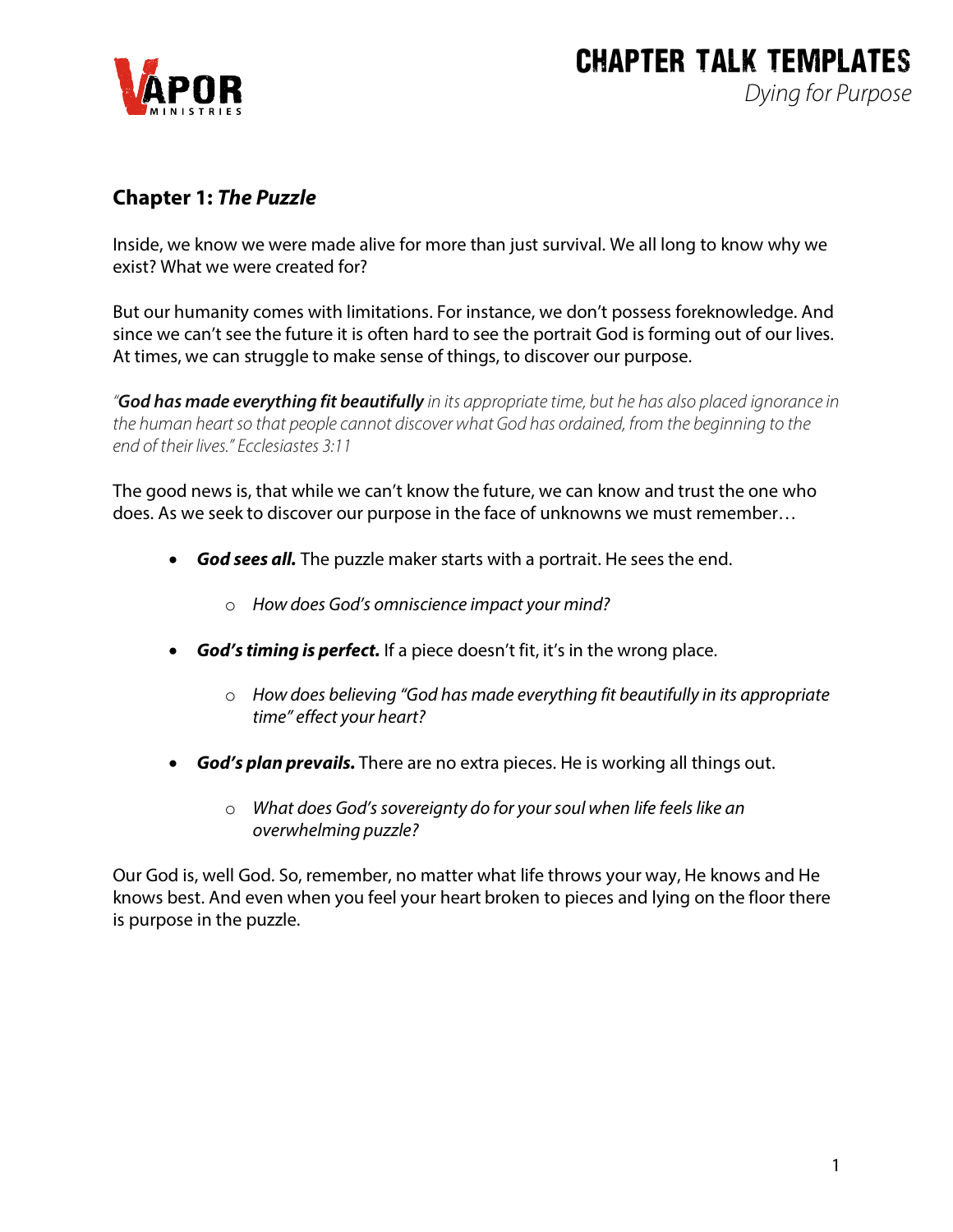## Chapter 1: *The Puzzle*

Inside, we know we were made alive for more than just survival. We all long to know why we exist? What we were created for?

But our humanity comes with limitations. For instance, we don't possess foreknowledge. And since we can't see the future it is often hard to see the portrait God is forming out of our lives. At times, we can struggle to make sense of things, to discover our purpose.

*"**God has made everything fit beautifully** in its appropriate time, but he has also placed ignorance in the human heart so that people cannot discover what God has ordained, from the beginning to the end of their lives." Ecclesiastes 3:11*

The good news is, that while we can't know the future, we can know and trust the one who does. As we seek to discover our purpose in the face of unknowns we must remember…

- ***God sees all.*** The puzzle maker starts with a portrait. He sees the end.
    - *How does God's omniscience impact your mind?*
- ***God's timing is perfect.*** If a piece doesn't fit, it's in the wrong place.
    - *How does believing "God has made everything fit beautifully in its appropriate time" effect your heart?*
- ***God's plan prevails.*** There are no extra pieces. He is working all things out.
    - *What does God's sovereignty do for your soul when life feels like an overwhelming puzzle?*

Our God is, well God. So, remember, no matter what life throws your way, He knows and He knows best. And even when you feel your heart broken to pieces and lying on the floor there is purpose in the puzzle.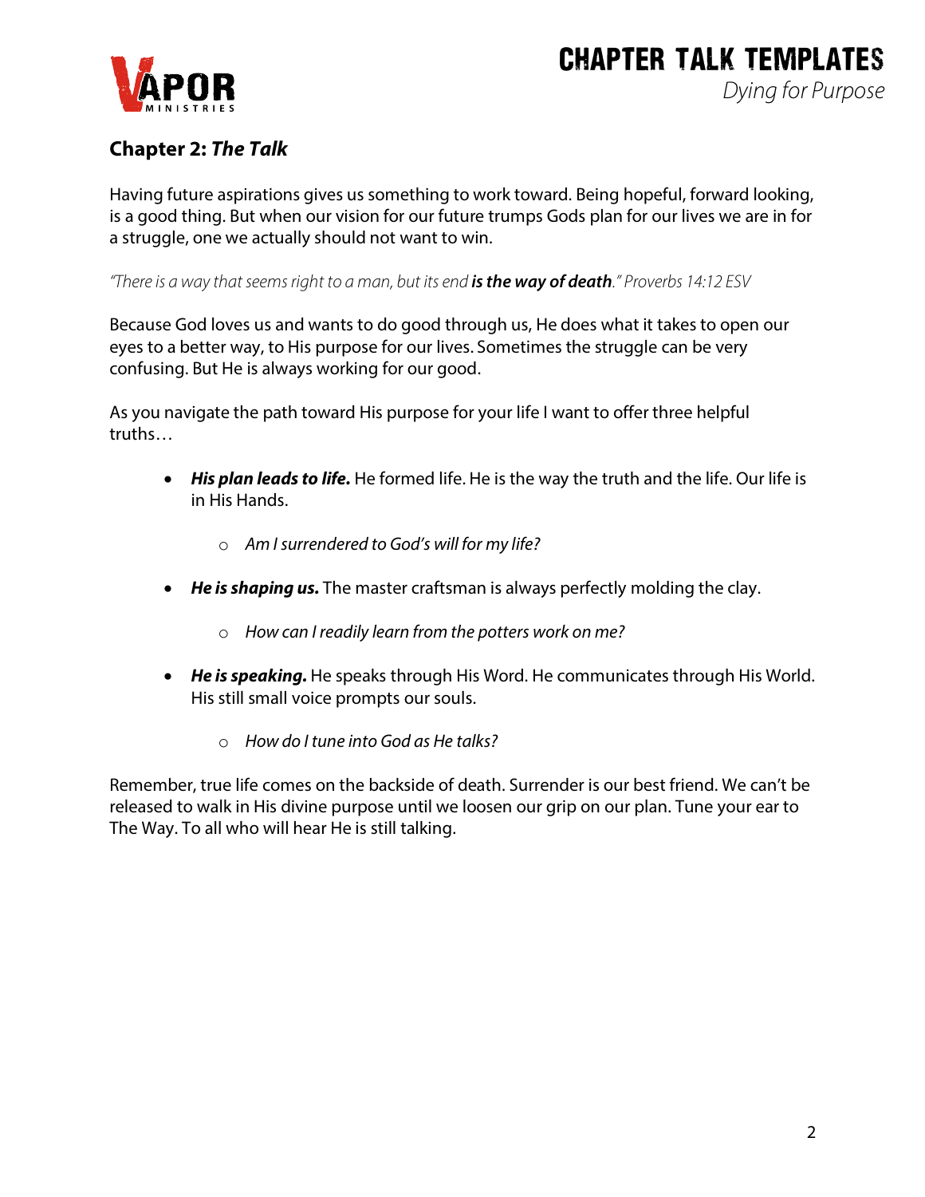## Chapter 2: *The Talk*

Having future aspirations gives us something to work toward. Being hopeful, forward looking, is a good thing. But when our vision for our future trumps Gods plan for our lives we are in for a struggle, one we actually should not want to win.

*"There is a way that seems right to a man, but its end* ***is the way of death****." Proverbs 14:12 ESV*

Because God loves us and wants to do good through us, He does what it takes to open our eyes to a better way, to His purpose for our lives. Sometimes the struggle can be very confusing. But He is always working for our good.

As you navigate the path toward His purpose for your life I want to offer three helpful truths…

- ***His plan leads to life.*** He formed life. He is the way the truth and the life. Our life is in His Hands.
  - *Am I surrendered to God's will for my life?*
- ***He is shaping us.*** The master craftsman is always perfectly molding the clay.
  - *How can I readily learn from the potters work on me?*
- ***He is speaking.*** He speaks through His Word. He communicates through His World. His still small voice prompts our souls.
  - *How do I tune into God as He talks?*

Remember, true life comes on the backside of death. Surrender is our best friend. We can't be released to walk in His divine purpose until we loosen our grip on our plan. Tune your ear to The Way. To all who will hear He is still talking.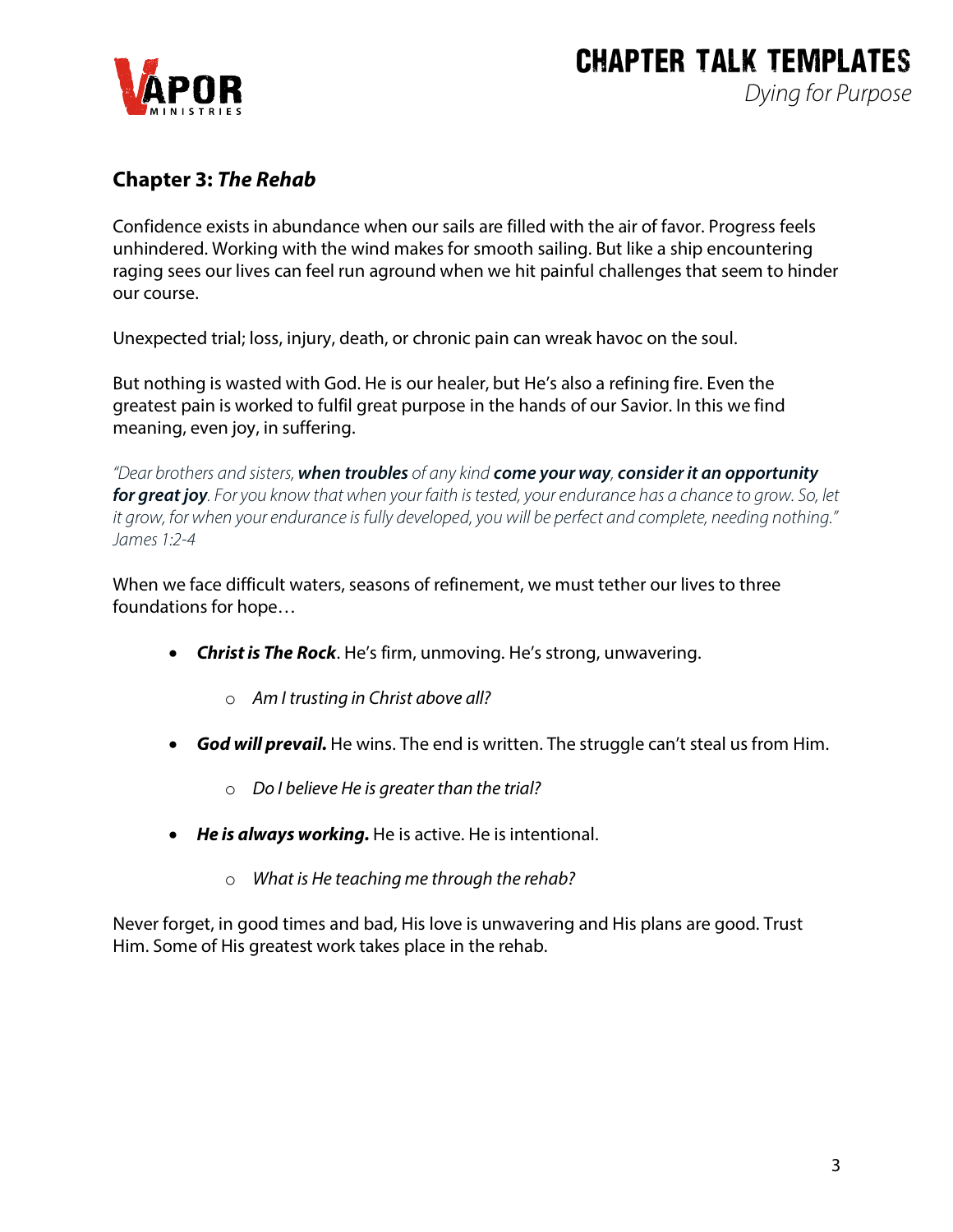## Chapter 3: *The Rehab*

Confidence exists in abundance when our sails are filled with the air of favor. Progress feels unhindered. Working with the wind makes for smooth sailing. But like a ship encountering raging sees our lives can feel run aground when we hit painful challenges that seem to hinder our course.

Unexpected trial; loss, injury, death, or chronic pain can wreak havoc on the soul.

But nothing is wasted with God. He is our healer, but He's also a refining fire. Even the greatest pain is worked to fulfil great purpose in the hands of our Savior. In this we find meaning, even joy, in suffering.

*"Dear brothers and sisters, **when troubles** of any kind **come your way**, **consider it an opportunity for great joy**. For you know that when your faith is tested, your endurance has a chance to grow. So, let it grow, for when your endurance is fully developed, you will be perfect and complete, needing nothing." James 1:2-4*

When we face difficult waters, seasons of refinement, we must tether our lives to three foundations for hope…

- ***Christ is The Rock***. He's firm, unmoving. He's strong, unwavering.
  - *Am I trusting in Christ above all?*
- ***God will prevail.*** He wins. The end is written. The struggle can't steal us from Him.
  - *Do I believe He is greater than the trial?*
- ***He is always working.*** He is active. He is intentional.
  - *What is He teaching me through the rehab?*

Never forget, in good times and bad, His love is unwavering and His plans are good. Trust Him. Some of His greatest work takes place in the rehab.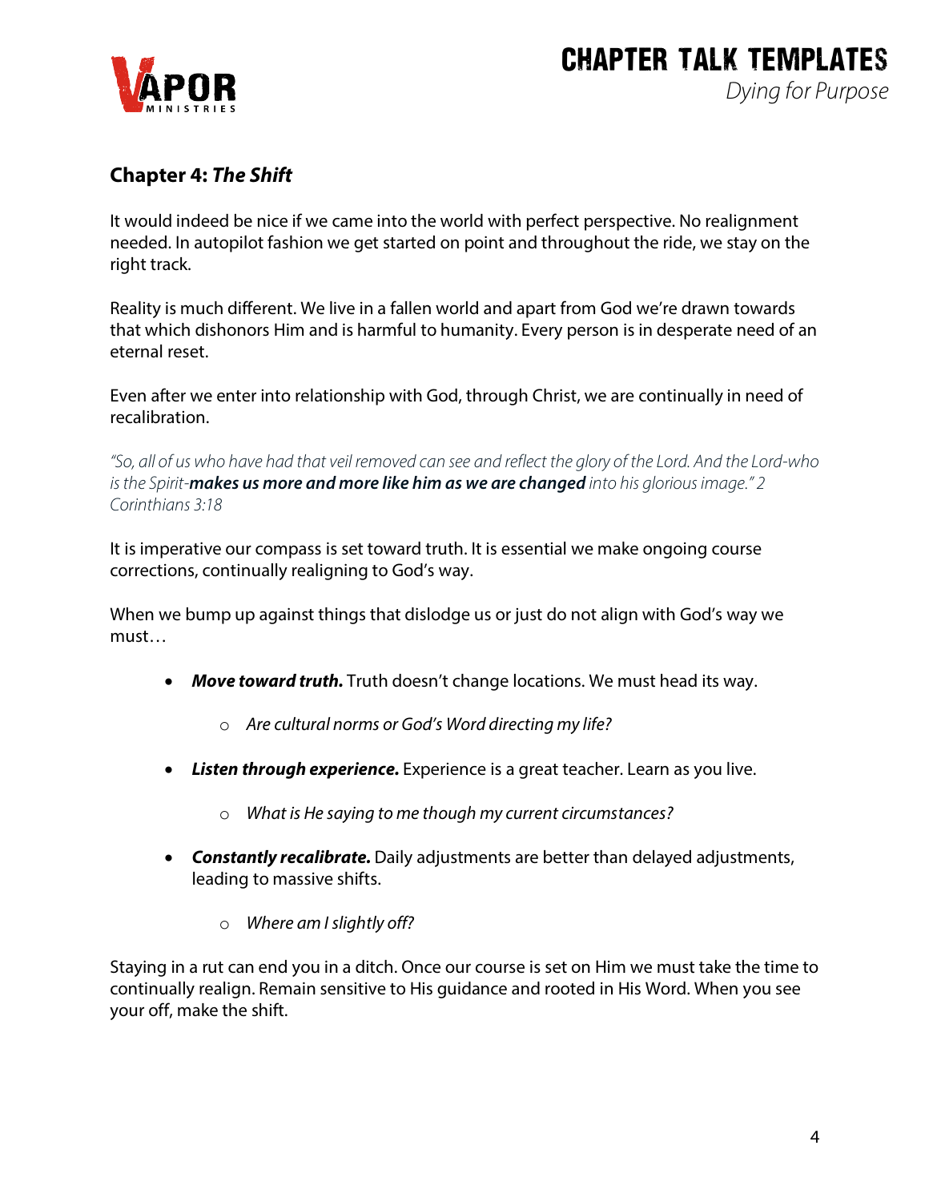## Chapter 4: *The Shift*

It would indeed be nice if we came into the world with perfect perspective. No realignment needed. In autopilot fashion we get started on point and throughout the ride, we stay on the right track.

Reality is much different. We live in a fallen world and apart from God we're drawn towards that which dishonors Him and is harmful to humanity. Every person is in desperate need of an eternal reset.

Even after we enter into relationship with God, through Christ, we are continually in need of recalibration.

*"So, all of us who have had that veil removed can see and reflect the glory of the Lord. And the Lord-who is the Spirit-**makes us more and more like him as we are changed** into his glorious image." 2 Corinthians 3:18*

It is imperative our compass is set toward truth. It is essential we make ongoing course corrections, continually realigning to God's way.

When we bump up against things that dislodge us or just do not align with God's way we must…

- ***Move toward truth.*** Truth doesn't change locations. We must head its way.
    - *Are cultural norms or God's Word directing my life?*
- ***Listen through experience.*** Experience is a great teacher. Learn as you live.
    - *What is He saying to me though my current circumstances?*
- ***Constantly recalibrate.*** Daily adjustments are better than delayed adjustments, leading to massive shifts.
    - *Where am I slightly off?*

Staying in a rut can end you in a ditch. Once our course is set on Him we must take the time to continually realign. Remain sensitive to His guidance and rooted in His Word. When you see your off, make the shift.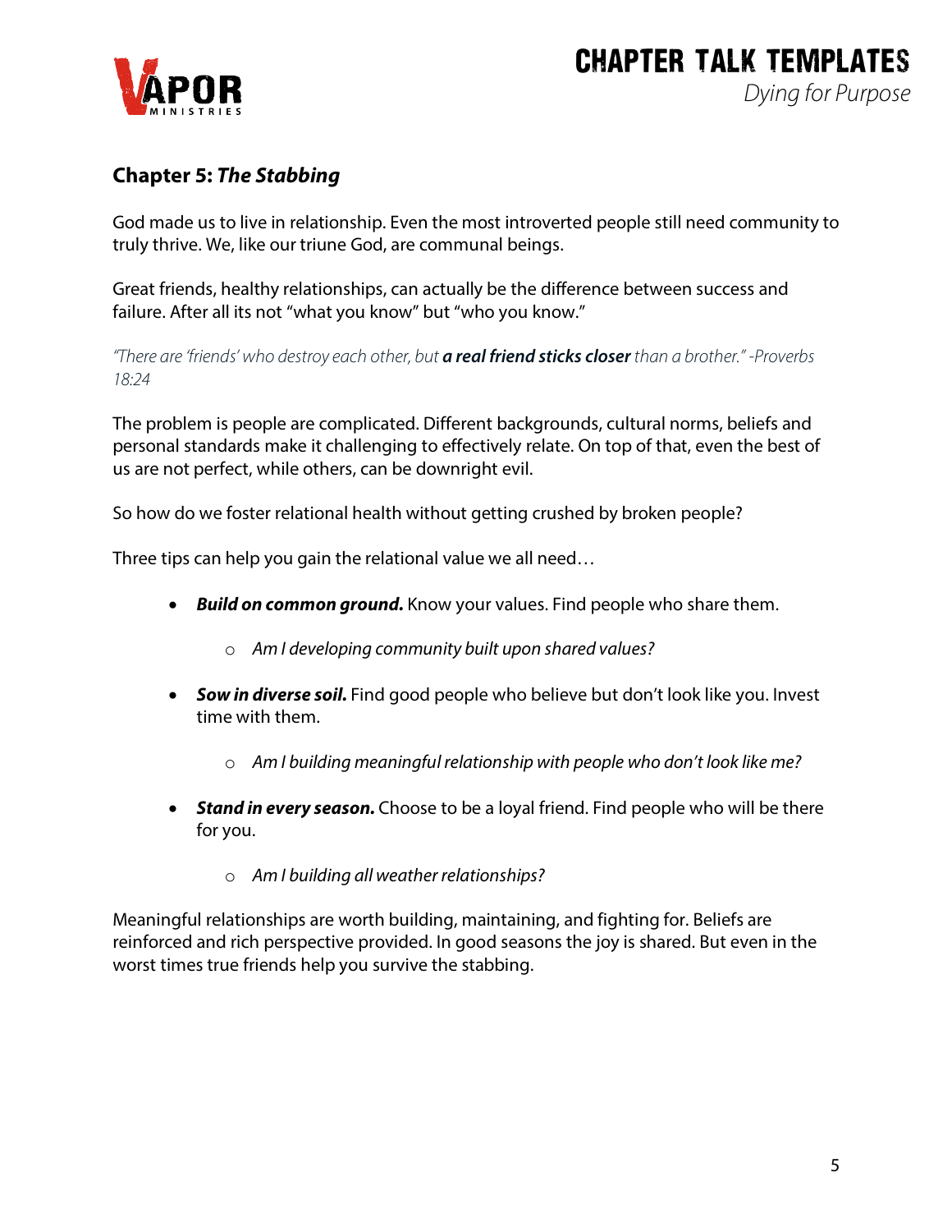## Chapter 5: *The Stabbing*

God made us to live in relationship. Even the most introverted people still need community to truly thrive. We, like our triune God, are communal beings.

Great friends, healthy relationships, can actually be the difference between success and failure. After all its not "what you know" but "who you know."

*"There are 'friends' who destroy each other, but **a real friend sticks closer** than a brother." -Proverbs 18:24*

The problem is people are complicated. Different backgrounds, cultural norms, beliefs and personal standards make it challenging to effectively relate. On top of that, even the best of us are not perfect, while others, can be downright evil.

So how do we foster relational health without getting crushed by broken people?

Three tips can help you gain the relational value we all need…

- ***Build on common ground.*** Know your values. Find people who share them.
  - *Am I developing community built upon shared values?*
- ***Sow in diverse soil.*** Find good people who believe but don't look like you. Invest time with them.
  - *Am I building meaningful relationship with people who don't look like me?*
- ***Stand in every season.*** Choose to be a loyal friend. Find people who will be there for you.
  - *Am I building all weather relationships?*

Meaningful relationships are worth building, maintaining, and fighting for. Beliefs are reinforced and rich perspective provided. In good seasons the joy is shared. But even in the worst times true friends help you survive the stabbing.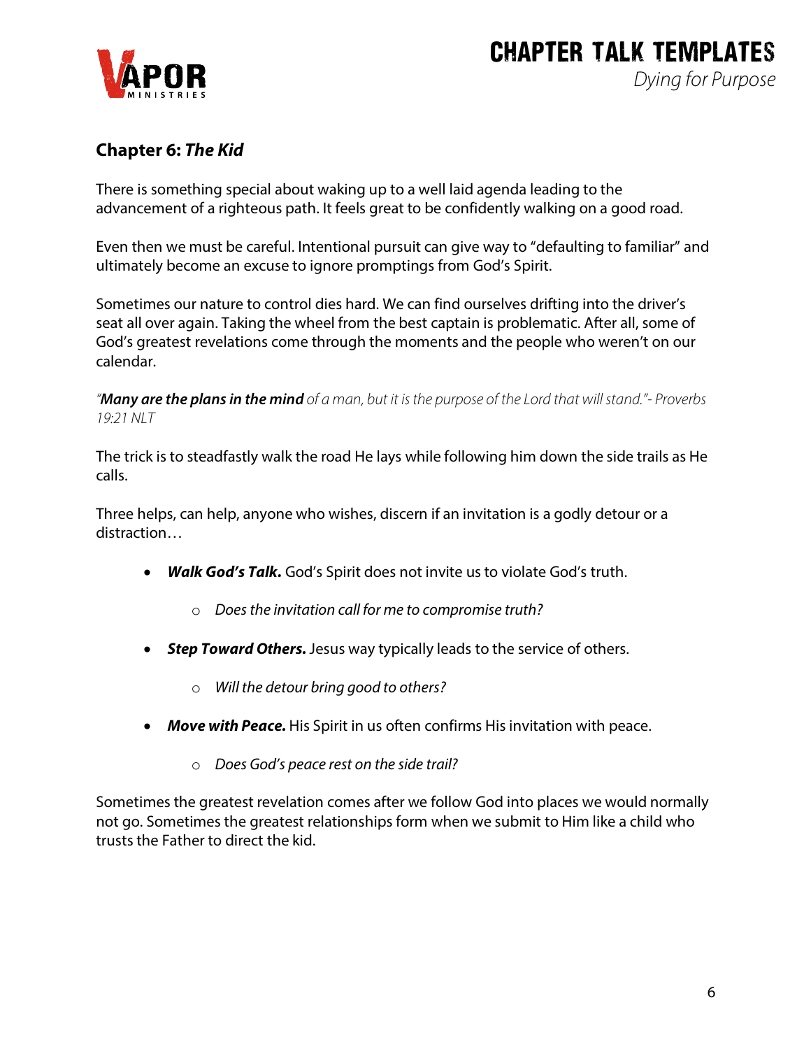## Chapter 6: *The Kid*

There is something special about waking up to a well laid agenda leading to the advancement of a righteous path. It feels great to be confidently walking on a good road.

Even then we must be careful. Intentional pursuit can give way to "defaulting to familiar" and ultimately become an excuse to ignore promptings from God's Spirit.

Sometimes our nature to control dies hard. We can find ourselves drifting into the driver's seat all over again. Taking the wheel from the best captain is problematic. After all, some of God's greatest revelations come through the moments and the people who weren't on our calendar.

*"**Many are the plans in the mind** of a man, but it is the purpose of the Lord that will stand."- Proverbs 19:21 NLT*

The trick is to steadfastly walk the road He lays while following him down the side trails as He calls.

Three helps, can help, anyone who wishes, discern if an invitation is a godly detour or a distraction…

- ***Walk God's Talk.*** God's Spirit does not invite us to violate God's truth.
  - *Does the invitation call for me to compromise truth?*
- ***Step Toward Others.*** Jesus way typically leads to the service of others.
  - *Will the detour bring good to others?*
- ***Move with Peace.*** His Spirit in us often confirms His invitation with peace.
  - *Does God's peace rest on the side trail?*

Sometimes the greatest revelation comes after we follow God into places we would normally not go. Sometimes the greatest relationships form when we submit to Him like a child who trusts the Father to direct the kid.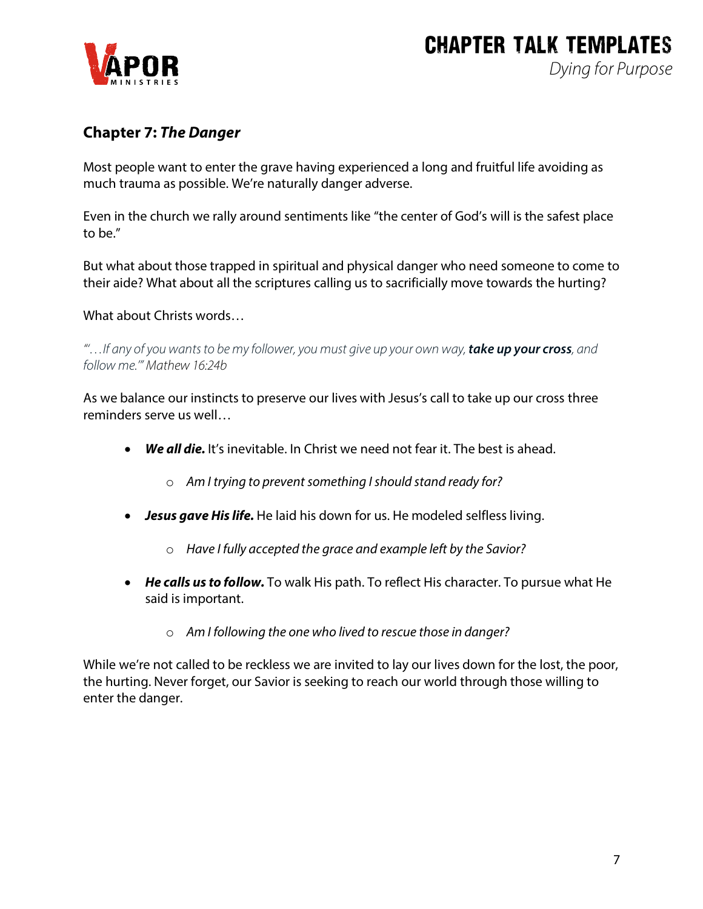## Chapter 7: *The Danger*

Most people want to enter the grave having experienced a long and fruitful life avoiding as much trauma as possible. We're naturally danger adverse.

Even in the church we rally around sentiments like "the center of God's will is the safest place to be."

But what about those trapped in spiritual and physical danger who need someone to come to their aide? What about all the scriptures calling us to sacrificially move towards the hurting?

What about Christs words…

*"'…If any of you wants to be my follower, you must give up your own way,* ***take up your cross****, and follow me.'" Mathew 16:24b*

As we balance our instincts to preserve our lives with Jesus's call to take up our cross three reminders serve us well…

- ***We all die.*** It's inevitable. In Christ we need not fear it. The best is ahead.
  - *Am I trying to prevent something I should stand ready for?*
- ***Jesus gave His life.*** He laid his down for us. He modeled selfless living.
  - *Have I fully accepted the grace and example left by the Savior?*
- ***He calls us to follow.*** To walk His path. To reflect His character. To pursue what He said is important.
  - *Am I following the one who lived to rescue those in danger?*

While we're not called to be reckless we are invited to lay our lives down for the lost, the poor, the hurting. Never forget, our Savior is seeking to reach our world through those willing to enter the danger.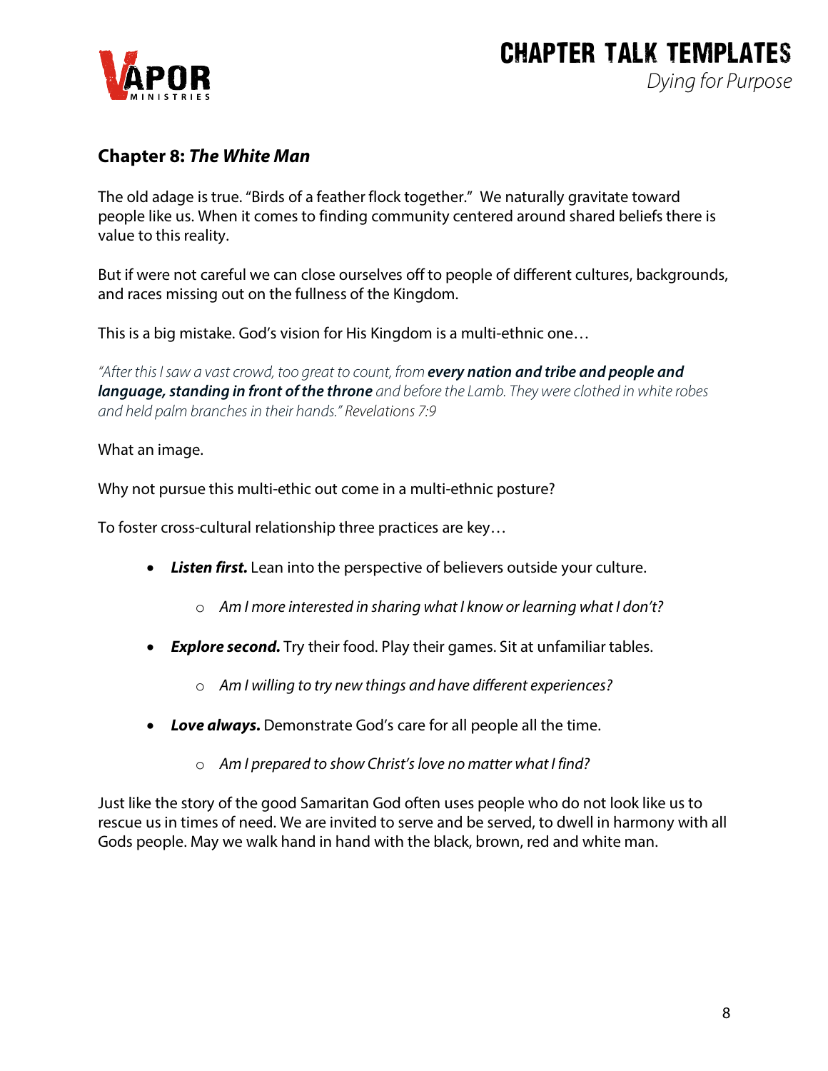## Chapter 8: *The White Man*

The old adage is true. "Birds of a feather flock together." We naturally gravitate toward people like us. When it comes to finding community centered around shared beliefs there is value to this reality.

But if were not careful we can close ourselves off to people of different cultures, backgrounds, and races missing out on the fullness of the Kingdom.

This is a big mistake. God's vision for His Kingdom is a multi-ethnic one…

*"After this I saw a vast crowd, too great to count, from* ***every nation and tribe and people and language, standing in front of the throne*** *and before the Lamb. They were clothed in white robes and held palm branches in their hands." Revelations 7:9*

What an image.

Why not pursue this multi-ethic out come in a multi-ethnic posture?

To foster cross-cultural relationship three practices are key…

- ***Listen first.*** Lean into the perspective of believers outside your culture.
  - *Am I more interested in sharing what I know or learning what I don't?*
- ***Explore second.*** Try their food. Play their games. Sit at unfamiliar tables.
  - *Am I willing to try new things and have different experiences?*
- ***Love always.*** Demonstrate God's care for all people all the time.
  - *Am I prepared to show Christ's love no matter what I find?*

Just like the story of the good Samaritan God often uses people who do not look like us to rescue us in times of need. We are invited to serve and be served, to dwell in harmony with all Gods people. May we walk hand in hand with the black, brown, red and white man.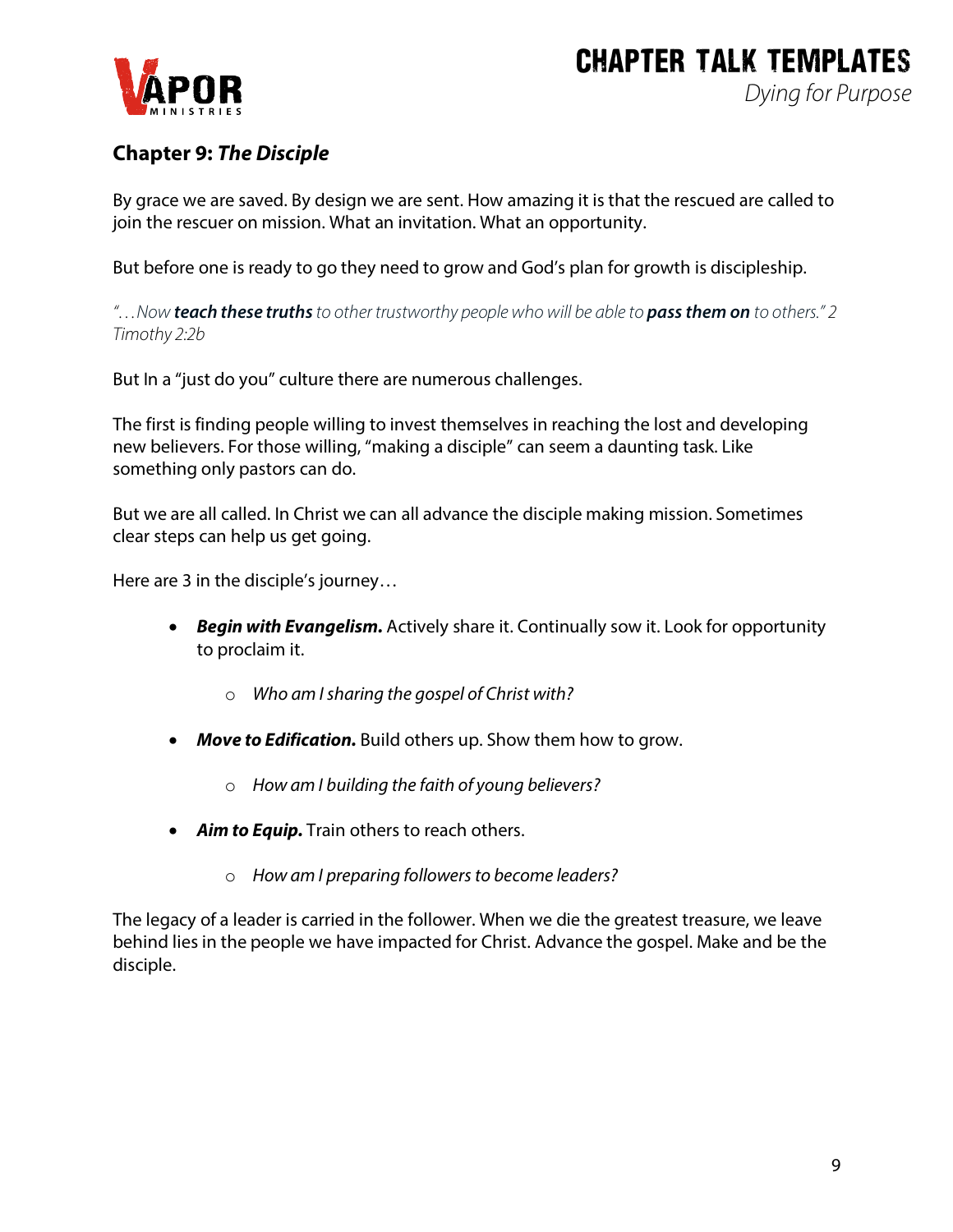## Chapter 9: ***The Disciple***

By grace we are saved. By design we are sent. How amazing it is that the rescued are called to join the rescuer on mission. What an invitation. What an opportunity.

But before one is ready to go they need to grow and God's plan for growth is discipleship.

*"…Now **teach these truths** to other trustworthy people who will be able to **pass them on** to others." 2 Timothy 2:2b*

But In a "just do you" culture there are numerous challenges.

The first is finding people willing to invest themselves in reaching the lost and developing new believers. For those willing, "making a disciple" can seem a daunting task. Like something only pastors can do.

But we are all called. In Christ we can all advance the disciple making mission. Sometimes clear steps can help us get going.

Here are 3 in the disciple's journey…

- ***Begin with Evangelism.*** Actively share it. Continually sow it. Look for opportunity to proclaim it.
    - *Who am I sharing the gospel of Christ with?*
- ***Move to Edification.*** Build others up. Show them how to grow.
    - *How am I building the faith of young believers?*
- ***Aim to Equip.*** Train others to reach others.
    - *How am I preparing followers to become leaders?*

The legacy of a leader is carried in the follower. When we die the greatest treasure, we leave behind lies in the people we have impacted for Christ. Advance the gospel. Make and be the disciple.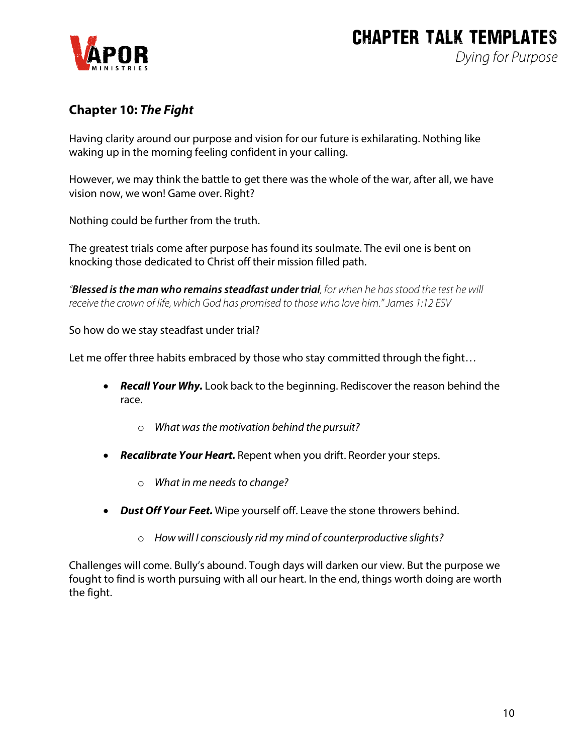## Chapter 10: *The Fight*

Having clarity around our purpose and vision for our future is exhilarating. Nothing like waking up in the morning feeling confident in your calling.

However, we may think the battle to get there was the whole of the war, after all, we have vision now, we won! Game over. Right?

Nothing could be further from the truth.

The greatest trials come after purpose has found its soulmate. The evil one is bent on knocking those dedicated to Christ off their mission filled path.

*"**Blessed is the man who remains steadfast under trial**, for when he has stood the test he will receive the crown of life, which God has promised to those who love him." James 1:12 ESV*

So how do we stay steadfast under trial?

Let me offer three habits embraced by those who stay committed through the fight…

- ***Recall Your Why.*** Look back to the beginning. Rediscover the reason behind the race.
    - *What was the motivation behind the pursuit?*
- ***Recalibrate Your Heart.*** Repent when you drift. Reorder your steps.
    - *What in me needs to change?*
- ***Dust Off Your Feet.*** Wipe yourself off. Leave the stone throwers behind.
    - *How will I consciously rid my mind of counterproductive slights?*

Challenges will come. Bully's abound. Tough days will darken our view. But the purpose we fought to find is worth pursuing with all our heart. In the end, things worth doing are worth the fight.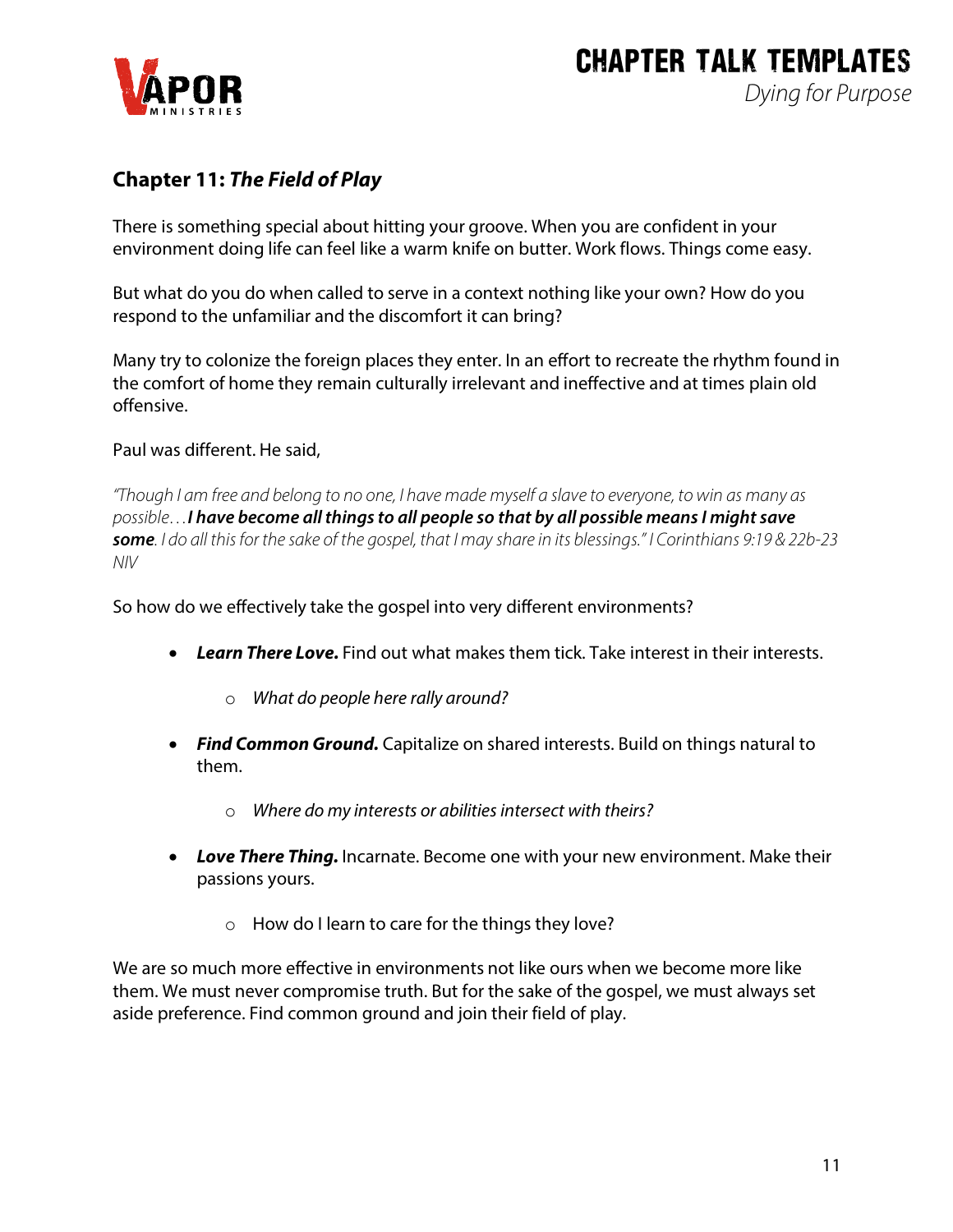## Chapter 11: *The Field of Play*

There is something special about hitting your groove. When you are confident in your environment doing life can feel like a warm knife on butter. Work flows. Things come easy.

But what do you do when called to serve in a context nothing like your own? How do you respond to the unfamiliar and the discomfort it can bring?

Many try to colonize the foreign places they enter. In an effort to recreate the rhythm found in the comfort of home they remain culturally irrelevant and ineffective and at times plain old offensive.

Paul was different. He said,

*"Though I am free and belong to no one, I have made myself a slave to everyone, to win as many as possible…* ***I have become all things to all people so that by all possible means I might save some****. I do all this for the sake of the gospel, that I may share in its blessings." I Corinthians 9:19 & 22b-23 NIV*

So how do we effectively take the gospel into very different environments?

- ***Learn There Love.*** Find out what makes them tick. Take interest in their interests.
  - *What do people here rally around?*
- ***Find Common Ground.*** Capitalize on shared interests. Build on things natural to them.
  - *Where do my interests or abilities intersect with theirs?*
- ***Love There Thing.*** Incarnate. Become one with your new environment. Make their passions yours.
  - How do I learn to care for the things they love?

We are so much more effective in environments not like ours when we become more like them. We must never compromise truth. But for the sake of the gospel, we must always set aside preference. Find common ground and join their field of play.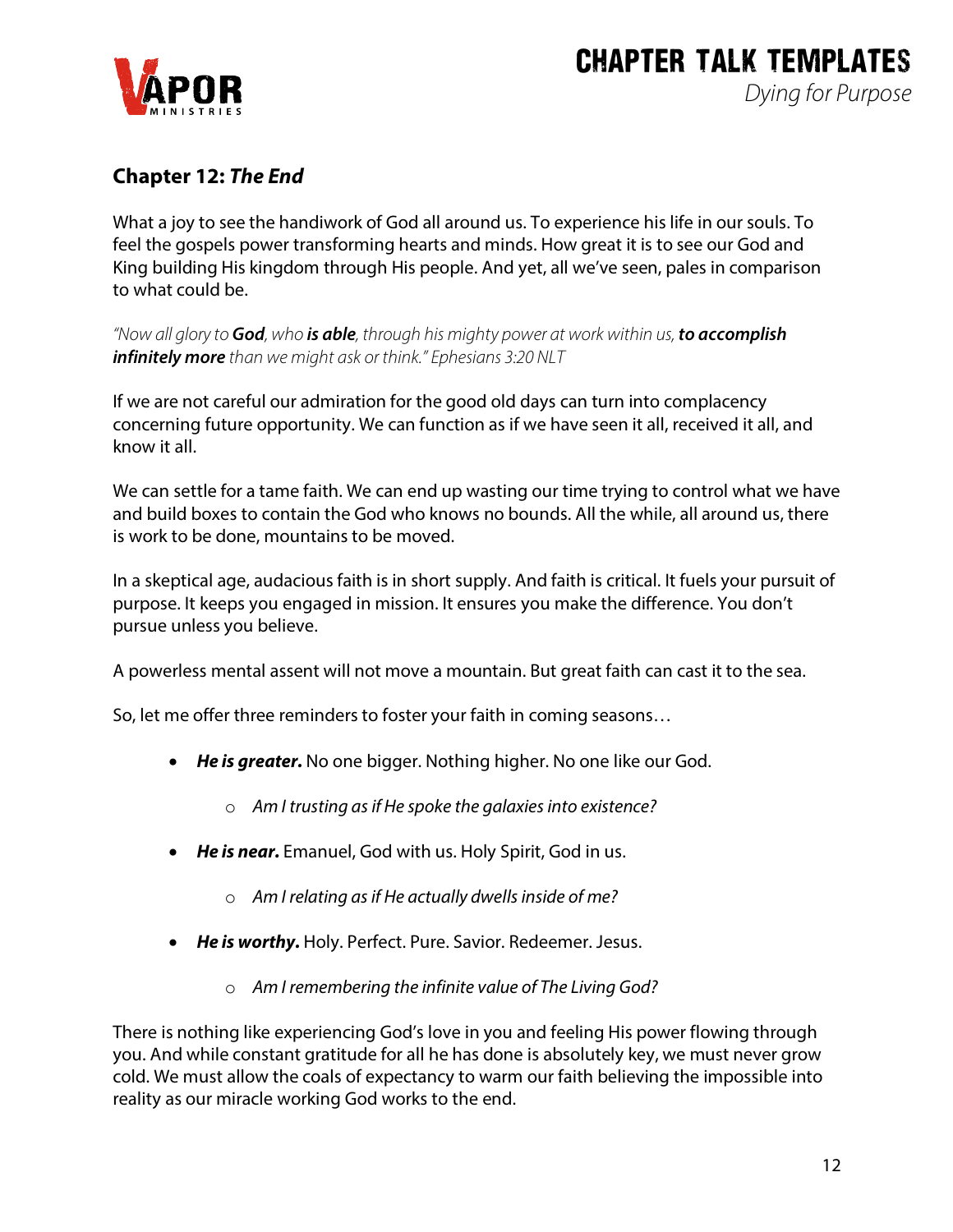## Chapter 12: *The End*

What a joy to see the handiwork of God all around us. To experience his life in our souls. To feel the gospels power transforming hearts and minds. How great it is to see our God and King building His kingdom through His people. And yet, all we've seen, pales in comparison to what could be.

*"Now all glory to* ***God****, who* ***is able****, through his mighty power at work within us,* ***to accomplish infinitely more*** *than we might ask or think." Ephesians 3:20 NLT*

If we are not careful our admiration for the good old days can turn into complacency concerning future opportunity. We can function as if we have seen it all, received it all, and know it all.

We can settle for a tame faith. We can end up wasting our time trying to control what we have and build boxes to contain the God who knows no bounds. All the while, all around us, there is work to be done, mountains to be moved.

In a skeptical age, audacious faith is in short supply. And faith is critical. It fuels your pursuit of purpose. It keeps you engaged in mission. It ensures you make the difference. You don't pursue unless you believe.

A powerless mental assent will not move a mountain. But great faith can cast it to the sea.

So, let me offer three reminders to foster your faith in coming seasons…

- ***He is greater.*** No one bigger. Nothing higher. No one like our God.
    - *Am I trusting as if He spoke the galaxies into existence?*
- ***He is near.*** Emanuel, God with us. Holy Spirit, God in us.
    - *Am I relating as if He actually dwells inside of me?*
- ***He is worthy.*** Holy. Perfect. Pure. Savior. Redeemer. Jesus.
    - *Am I remembering the infinite value of The Living God?*

There is nothing like experiencing God's love in you and feeling His power flowing through you. And while constant gratitude for all he has done is absolutely key, we must never grow cold. We must allow the coals of expectancy to warm our faith believing the impossible into reality as our miracle working God works to the end.